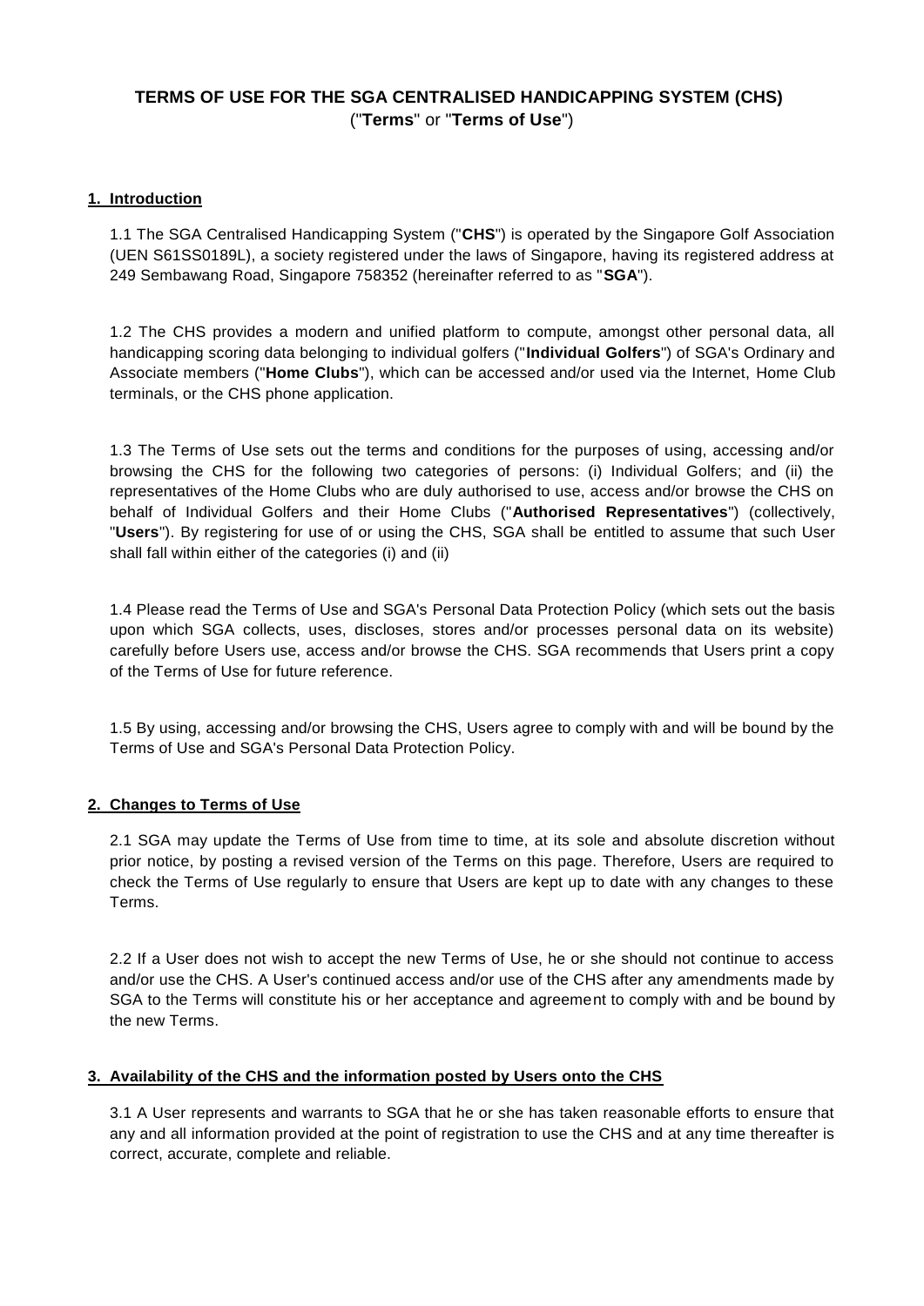# TERMS OF USE FOR THE SGA CENTRALISED HANDICAPPING SYSTEM (CHS)

("**Terms**" or "**Terms of Use**")

## 1. Introduction

1.1 The SGA Centralised Handicapping System ("**CHS**") is operated by the Singapore Golf Association (UEN S61SS0189L), a society registered under the laws of Singapore, having its registered address at 249 Sembawang Road, Singapore 758352 (hereinafter referred to as "**SGA**").

1.2 The CHS provides a modern and unified platform to compute, amongst other personal data, all handicapping scoring data belonging to individual golfers ("**Individual Golfers**") of SGA's Ordinary and Associate members ("**Home Clubs**"), which can be accessed and/or used via the Internet, Home Club terminals, or the CHS phone application.

1.3 The Terms of Use sets out the terms and conditions for the purposes of using, accessing and/or browsing the CHS for the following two categories of persons: (i) Individual Golfers; and (ii) the representatives of the Home Clubs who are duly authorised to use, access and/or browse the CHS on behalf of Individual Golfers and their Home Clubs ("**Authorised Representatives**") (collectively, "**Users**"). By registering for use of or using the CHS, SGA shall be entitled to assume that such User shall fall within either of the categories (i) and (ii)

1.4 Please read the Terms of Use and SGA's Personal Data Protection Policy (which sets out the basis upon which SGA collects, uses, discloses, stores and/or processes personal data on its website) carefully before Users use, access and/or browse the CHS. SGA recommends that Users print a copy of the Terms of Use for future reference.

1.5 By using, accessing and/or browsing the CHS, Users agree to comply with and will be bound by the Terms of Use and SGA's Personal Data Protection Policy.

## 2. Changes to Terms of Use

2.1 SGA may update the Terms of Use from time to time, at its sole and absolute discretion without prior notice, by posting a revised version of the Terms on this page. Therefore, Users are required to check the Terms of Use regularly to ensure that Users are kept up to date with any changes to these Terms.

2.2 If a User does not wish to accept the new Terms of Use, he or she should not continue to access and/or use the CHS. A User's continued access and/or use of the CHS after any amendments made by SGA to the Terms will constitute his or her acceptance and agreement to comply with and be bound by the new Terms.

## 3. Availability of the CHS and the information posted by Users onto the CHS

3.1 A User represents and warrants to SGA that he or she has taken reasonable efforts to ensure that any and all information provided at the point of registration to use the CHS and at any time thereafter is correct, accurate, complete and reliable.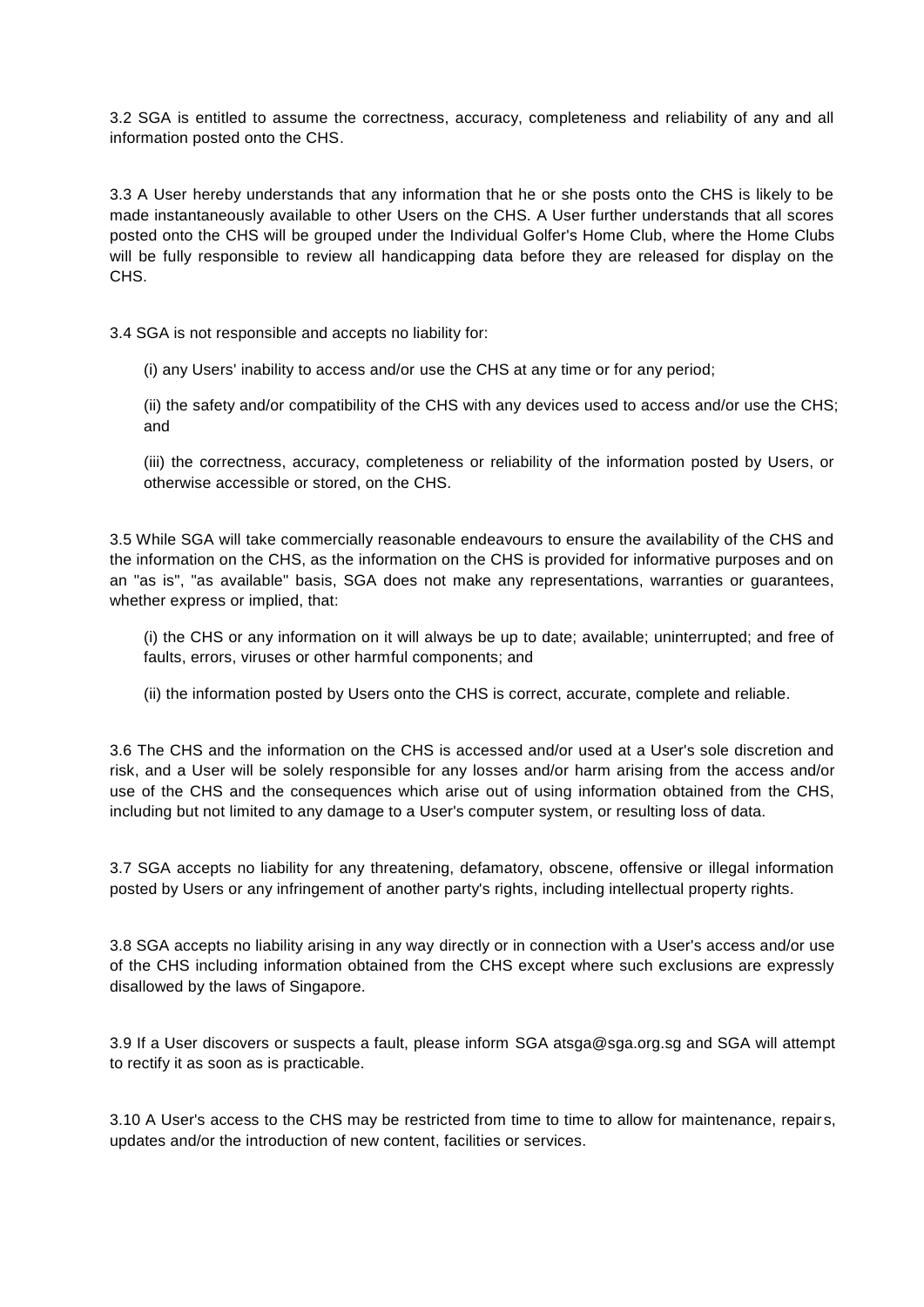3.2 SGA is entitled to assume the correctness, accuracy, completeness and reliability of any and all information posted onto the CHS.

3.3 A User hereby understands that any information that he or she posts onto the CHS is likely to be made instantaneously available to other Users on the CHS. A User further understands that all scores posted onto the CHS will be grouped under the Individual Golfer's Home Club, where the Home Clubs will be fully responsible to review all handicapping data before they are released for display on the CHS.

3.4 SGA is not responsible and accepts no liability for:

(i) any Users' inability to access and/or use the CHS at any time or for any period;

(ii) the safety and/or compatibility of the CHS with any devices used to access and/or use the CHS; and

(iii) the correctness, accuracy, completeness or reliability of the information posted by Users, or otherwise accessible or stored, on the CHS.

3.5 While SGA will take commercially reasonable endeavours to ensure the availability of the CHS and the information on the CHS, as the information on the CHS is provided for informative purposes and on an "as is", "as available" basis, SGA does not make any representations, warranties or guarantees, whether express or implied, that:

(i) the CHS or any information on it will always be up to date; available; uninterrupted; and free of faults, errors, viruses or other harmful components; and

(ii) the information posted by Users onto the CHS is correct, accurate, complete and reliable.

3.6 The CHS and the information on the CHS is accessed and/or used at a User's sole discretion and risk, and a User will be solely responsible for any losses and/or harm arising from the access and/or use of the CHS and the consequences which arise out of using information obtained from the CHS, including but not limited to any damage to a User's computer system, or resulting loss of data.

3.7 SGA accepts no liability for any threatening, defamatory, obscene, offensive or illegal information posted by Users or any infringement of another party's rights, including intellectual property rights.

3.8 SGA accepts no liability arising in any way directly or in connection with a User's access and/or use of the CHS including information obtained from the CHS except where such exclusions are expressly disallowed by the laws of Singapore.

3.9 If a User discovers or suspects a fault, please inform SGA atsga@sga.org.sg and SGA will attempt to rectify it as soon as is practicable.

3.10 A User's access to the CHS may be restricted from time to time to allow for maintenance, repairs, updates and/or the introduction of new content, facilities or services.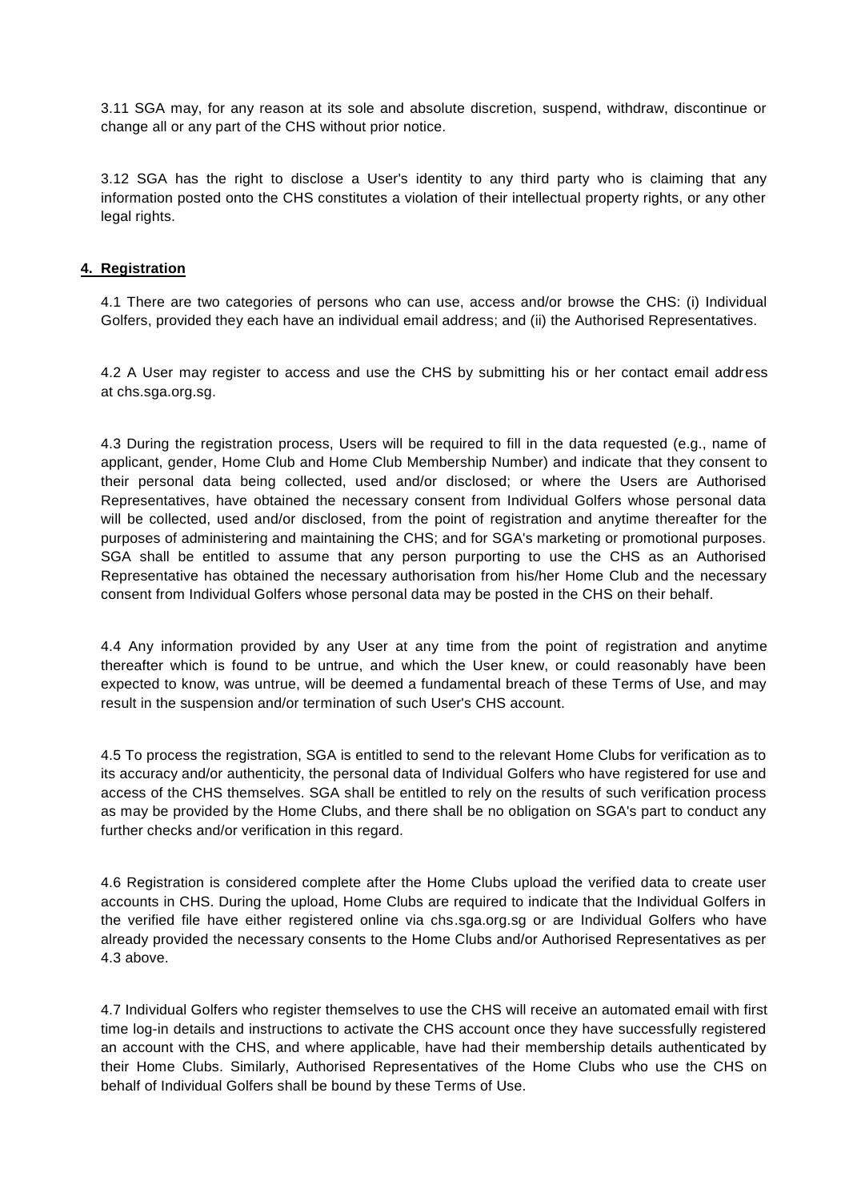3.11 SGA may, for any reason at its sole and absolute discretion, suspend, withdraw, discontinue or change all or any part of the CHS without prior notice.

3.12 SGA has the right to disclose a User's identity to any third party who is claiming that any information posted onto the CHS constitutes a violation of their intellectual property rights, or any other legal rights.

## 4. Registration

4.1 There are two categories of persons who can use, access and/or browse the CHS: (i) Individual Golfers, provided they each have an individual email address; and (ii) the Authorised Representatives.

4.2 A User may register to access and use the CHS by submitting his or her contact email address at chs.sga.org.sg.

4.3 During the registration process, Users will be required to fill in the data requested (e.g., name of applicant, gender, Home Club and Home Club Membership Number) and indicate that they consent to their personal data being collected, used and/or disclosed; or where the Users are Authorised Representatives, have obtained the necessary consent from Individual Golfers whose personal data will be collected, used and/or disclosed, from the point of registration and anytime thereafter for the purposes of administering and maintaining the CHS; and for SGA's marketing or promotional purposes. SGA shall be entitled to assume that any person purporting to use the CHS as an Authorised Representative has obtained the necessary authorisation from his/her Home Club and the necessary consent from Individual Golfers whose personal data may be posted in the CHS on their behalf.

4.4 Any information provided by any User at any time from the point of registration and anytime thereafter which is found to be untrue, and which the User knew, or could reasonably have been expected to know, was untrue, will be deemed a fundamental breach of these Terms of Use, and may result in the suspension and/or termination of such User's CHS account.

4.5 To process the registration, SGA is entitled to send to the relevant Home Clubs for verification as to its accuracy and/or authenticity, the personal data of Individual Golfers who have registered for use and access of the CHS themselves. SGA shall be entitled to rely on the results of such verification process as may be provided by the Home Clubs, and there shall be no obligation on SGA's part to conduct any further checks and/or verification in this regard.

4.6 Registration is considered complete after the Home Clubs upload the verified data to create user accounts in CHS. During the upload, Home Clubs are required to indicate that the Individual Golfers in the verified file have either registered online via chs.sga.org.sg or are Individual Golfers who have already provided the necessary consents to the Home Clubs and/or Authorised Representatives as per 4.3 above.

4.7 Individual Golfers who register themselves to use the CHS will receive an automated email with first time log-in details and instructions to activate the CHS account once they have successfully registered an account with the CHS, and where applicable, have had their membership details authenticated by their Home Clubs. Similarly, Authorised Representatives of the Home Clubs who use the CHS on behalf of Individual Golfers shall be bound by these Terms of Use.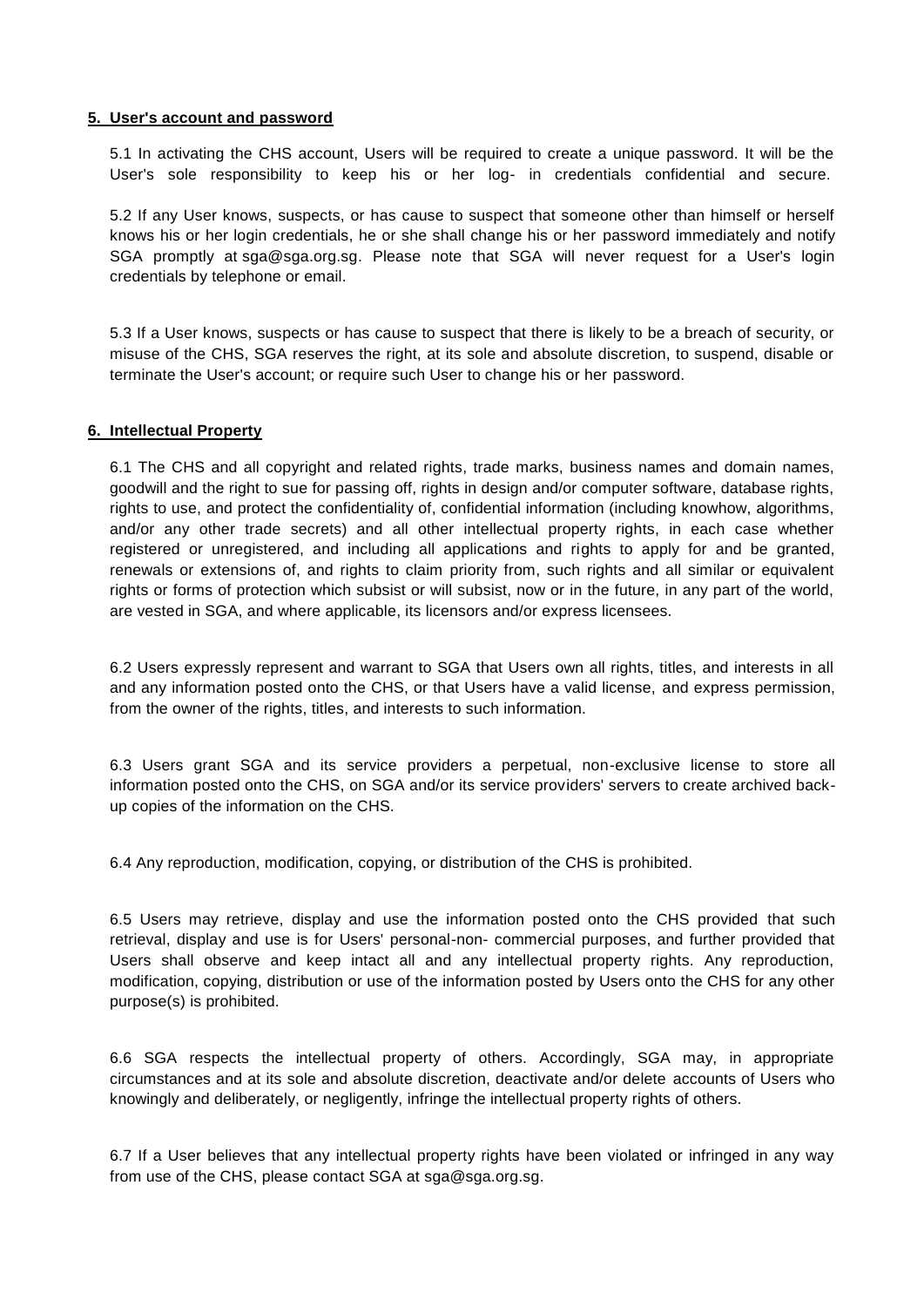## 5. User's account and password

5.1 In activating the CHS account, Users will be required to create a unique password. It will be the User's sole responsibility to keep his or her log- in credentials confidential and secure.

5.2 If any User knows, suspects, or has cause to suspect that someone other than himself or herself knows his or her login credentials, he or she shall change his or her password immediately and notify SGA promptly at sga@sga.org.sg. Please note that SGA will never request for a User's login credentials by telephone or email.

5.3 If a User knows, suspects or has cause to suspect that there is likely to be a breach of security, or misuse of the CHS, SGA reserves the right, at its sole and absolute discretion, to suspend, disable or terminate the User's account; or require such User to change his or her password.

## 6. Intellectual Property

6.1 The CHS and all copyright and related rights, trade marks, business names and domain names, goodwill and the right to sue for passing off, rights in design and/or computer software, database rights, rights to use, and protect the confidentiality of, confidential information (including knowhow, algorithms, and/or any other trade secrets) and all other intellectual property rights, in each case whether registered or unregistered, and including all applications and rights to apply for and be granted, renewals or extensions of, and rights to claim priority from, such rights and all similar or equivalent rights or forms of protection which subsist or will subsist, now or in the future, in any part of the world, are vested in SGA, and where applicable, its licensors and/or express licensees.

6.2 Users expressly represent and warrant to SGA that Users own all rights, titles, and interests in all and any information posted onto the CHS, or that Users have a valid license, and express permission, from the owner of the rights, titles, and interests to such information.

6.3 Users grant SGA and its service providers a perpetual, non-exclusive license to store all information posted onto the CHS, on SGA and/or its service providers' servers to create archived back-up copies of the information on the CHS.

6.4 Any reproduction, modification, copying, or distribution of the CHS is prohibited.

6.5 Users may retrieve, display and use the information posted onto the CHS provided that such retrieval, display and use is for Users' personal-non- commercial purposes, and further provided that Users shall observe and keep intact all and any intellectual property rights. Any reproduction, modification, copying, distribution or use of the information posted by Users onto the CHS for any other purpose(s) is prohibited.

6.6 SGA respects the intellectual property of others. Accordingly, SGA may, in appropriate circumstances and at its sole and absolute discretion, deactivate and/or delete accounts of Users who knowingly and deliberately, or negligently, infringe the intellectual property rights of others.

6.7 If a User believes that any intellectual property rights have been violated or infringed in any way from use of the CHS, please contact SGA at sga@sga.org.sg.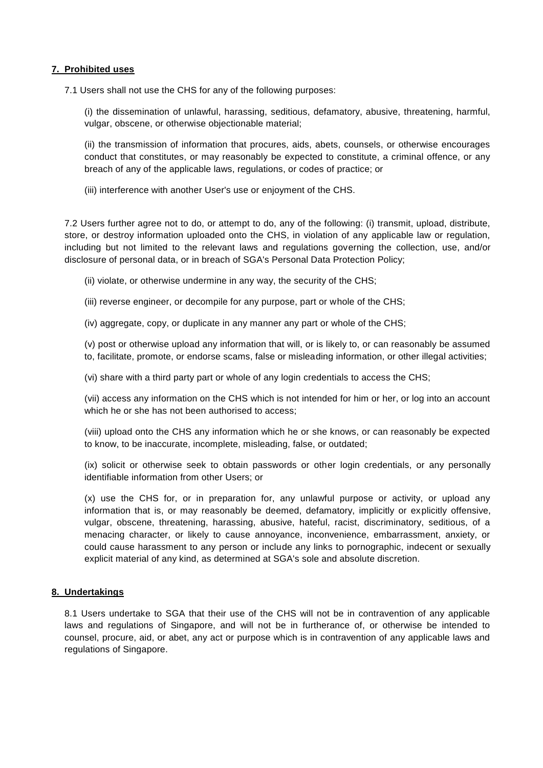## 7. Prohibited uses

7.1 Users shall not use the CHS for any of the following purposes:

(i) the dissemination of unlawful, harassing, seditious, defamatory, abusive, threatening, harmful, vulgar, obscene, or otherwise objectionable material;

(ii) the transmission of information that procures, aids, abets, counsels, or otherwise encourages conduct that constitutes, or may reasonably be expected to constitute, a criminal offence, or any breach of any of the applicable laws, regulations, or codes of practice; or

(iii) interference with another User's use or enjoyment of the CHS.

7.2 Users further agree not to do, or attempt to do, any of the following: (i) transmit, upload, distribute, store, or destroy information uploaded onto the CHS, in violation of any applicable law or regulation, including but not limited to the relevant laws and regulations governing the collection, use, and/or disclosure of personal data, or in breach of SGA's Personal Data Protection Policy;

(ii) violate, or otherwise undermine in any way, the security of the CHS;

(iii) reverse engineer, or decompile for any purpose, part or whole of the CHS;

(iv) aggregate, copy, or duplicate in any manner any part or whole of the CHS;

(v) post or otherwise upload any information that will, or is likely to, or can reasonably be assumed to, facilitate, promote, or endorse scams, false or misleading information, or other illegal activities;

(vi) share with a third party part or whole of any login credentials to access the CHS;

(vii) access any information on the CHS which is not intended for him or her, or log into an account which he or she has not been authorised to access;

(viii) upload onto the CHS any information which he or she knows, or can reasonably be expected to know, to be inaccurate, incomplete, misleading, false, or outdated;

(ix) solicit or otherwise seek to obtain passwords or other login credentials, or any personally identifiable information from other Users; or

(x) use the CHS for, or in preparation for, any unlawful purpose or activity, or upload any information that is, or may reasonably be deemed, defamatory, implicitly or explicitly offensive, vulgar, obscene, threatening, harassing, abusive, hateful, racist, discriminatory, seditious, of a menacing character, or likely to cause annoyance, inconvenience, embarrassment, anxiety, or could cause harassment to any person or include any links to pornographic, indecent or sexually explicit material of any kind, as determined at SGA's sole and absolute discretion.

## 8. Undertakings

8.1 Users undertake to SGA that their use of the CHS will not be in contravention of any applicable laws and regulations of Singapore, and will not be in furtherance of, or otherwise be intended to counsel, procure, aid, or abet, any act or purpose which is in contravention of any applicable laws and regulations of Singapore.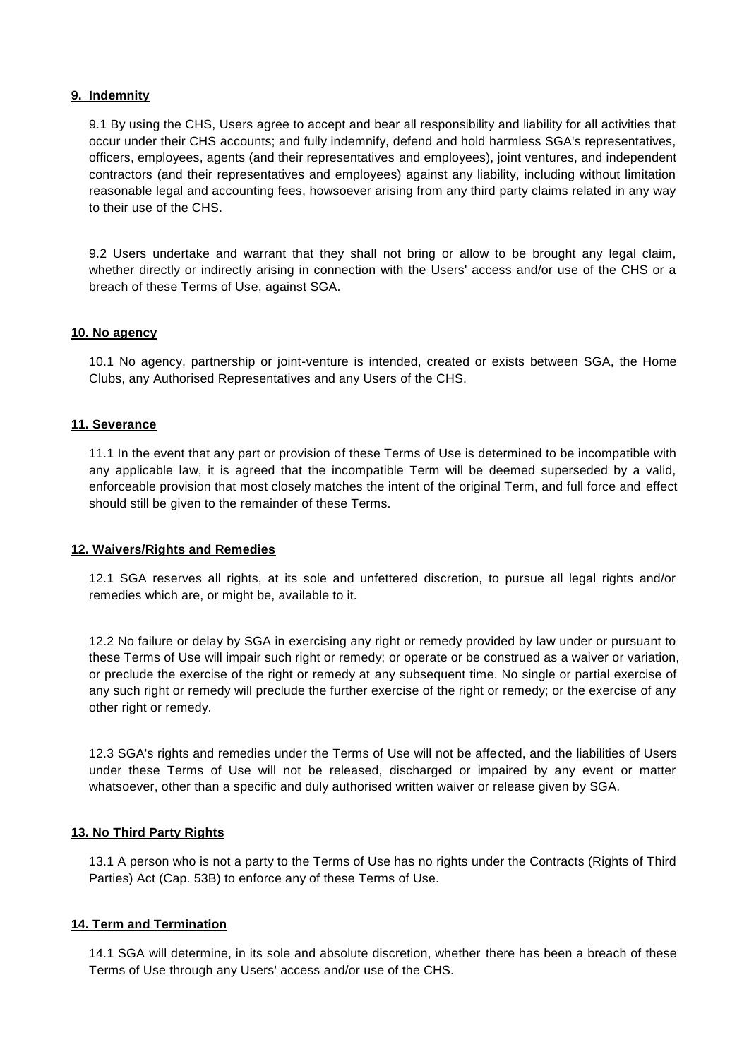**9. Indemnity**

9.1 By using the CHS, Users agree to accept and bear all responsibility and liability for all activities that occur under their CHS accounts; and fully indemnify, defend and hold harmless SGA's representatives, officers, employees, agents (and their representatives and employees), joint ventures, and independent contractors (and their representatives and employees) against any liability, including without limitation reasonable legal and accounting fees, howsoever arising from any third party claims related in any way to their use of the CHS.

9.2 Users undertake and warrant that they shall not bring or allow to be brought any legal claim, whether directly or indirectly arising in connection with the Users' access and/or use of the CHS or a breach of these Terms of Use, against SGA.

**10. No agency**

10.1 No agency, partnership or joint-venture is intended, created or exists between SGA, the Home Clubs, any Authorised Representatives and any Users of the CHS.

**11. Severance**

11.1 In the event that any part or provision of these Terms of Use is determined to be incompatible with any applicable law, it is agreed that the incompatible Term will be deemed superseded by a valid, enforceable provision that most closely matches the intent of the original Term, and full force and effect should still be given to the remainder of these Terms.

**12. Waivers/Rights and Remedies**

12.1 SGA reserves all rights, at its sole and unfettered discretion, to pursue all legal rights and/or remedies which are, or might be, available to it.

12.2 No failure or delay by SGA in exercising any right or remedy provided by law under or pursuant to these Terms of Use will impair such right or remedy; or operate or be construed as a waiver or variation, or preclude the exercise of the right or remedy at any subsequent time. No single or partial exercise of any such right or remedy will preclude the further exercise of the right or remedy; or the exercise of any other right or remedy.

12.3 SGA's rights and remedies under the Terms of Use will not be affected, and the liabilities of Users under these Terms of Use will not be released, discharged or impaired by any event or matter whatsoever, other than a specific and duly authorised written waiver or release given by SGA.

**13. No Third Party Rights**

13.1 A person who is not a party to the Terms of Use has no rights under the Contracts (Rights of Third Parties) Act (Cap. 53B) to enforce any of these Terms of Use.

**14. Term and Termination**

14.1 SGA will determine, in its sole and absolute discretion, whether there has been a breach of these Terms of Use through any Users' access and/or use of the CHS.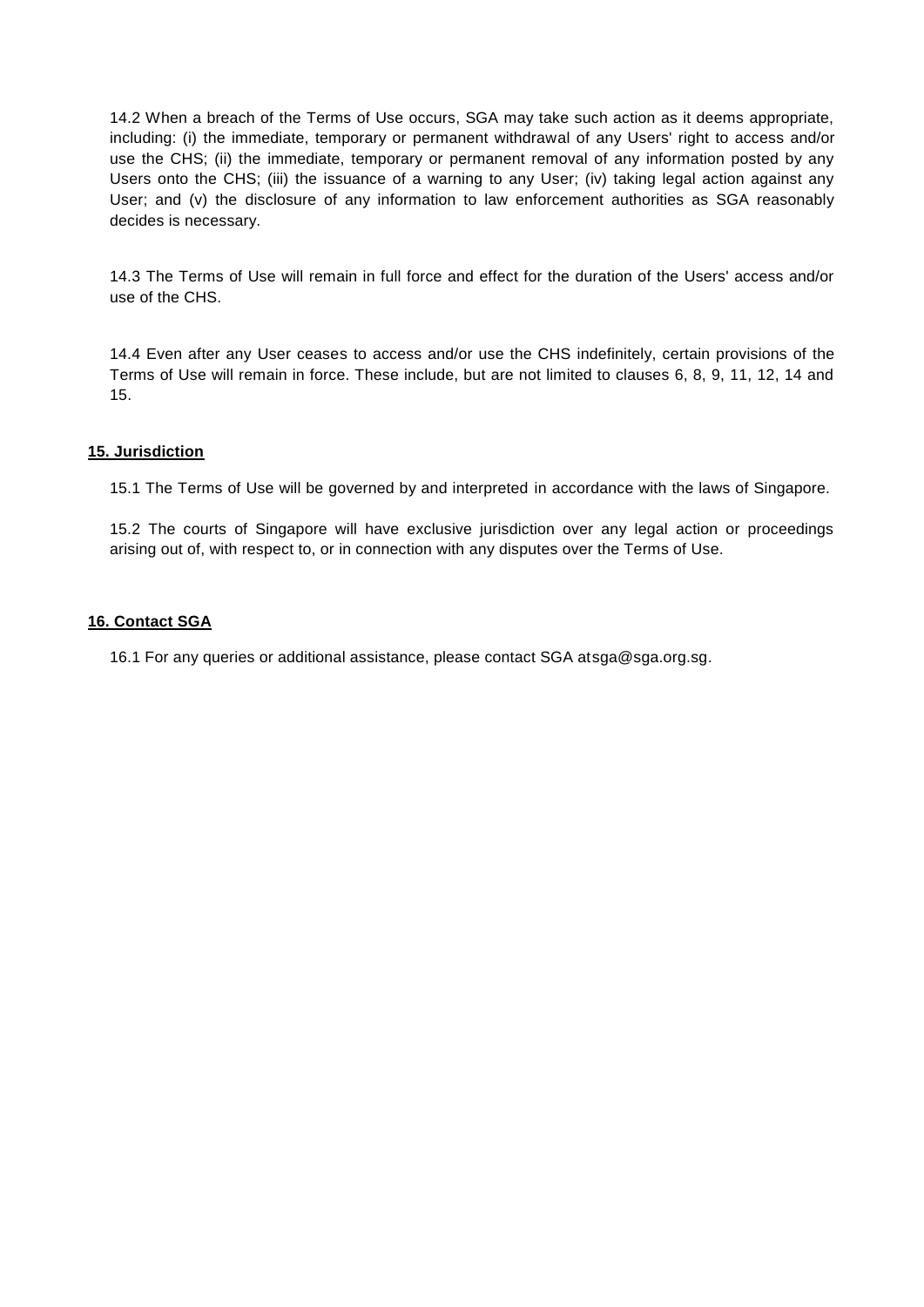14.2 When a breach of the Terms of Use occurs, SGA may take such action as it deems appropriate, including: (i) the immediate, temporary or permanent withdrawal of any Users' right to access and/or use the CHS; (ii) the immediate, temporary or permanent removal of any information posted by any Users onto the CHS; (iii) the issuance of a warning to any User; (iv) taking legal action against any User; and (v) the disclosure of any information to law enforcement authorities as SGA reasonably decides is necessary.

14.3 The Terms of Use will remain in full force and effect for the duration of the Users' access and/or use of the CHS.

14.4 Even after any User ceases to access and/or use the CHS indefinitely, certain provisions of the Terms of Use will remain in force. These include, but are not limited to clauses 6, 8, 9, 11, 12, 14 and 15.

**15. Jurisdiction**

15.1 The Terms of Use will be governed by and interpreted in accordance with the laws of Singapore.

15.2 The courts of Singapore will have exclusive jurisdiction over any legal action or proceedings arising out of, with respect to, or in connection with any disputes over the Terms of Use.

**16. Contact SGA**

16.1 For any queries or additional assistance, please contact SGA atsga@sga.org.sg.